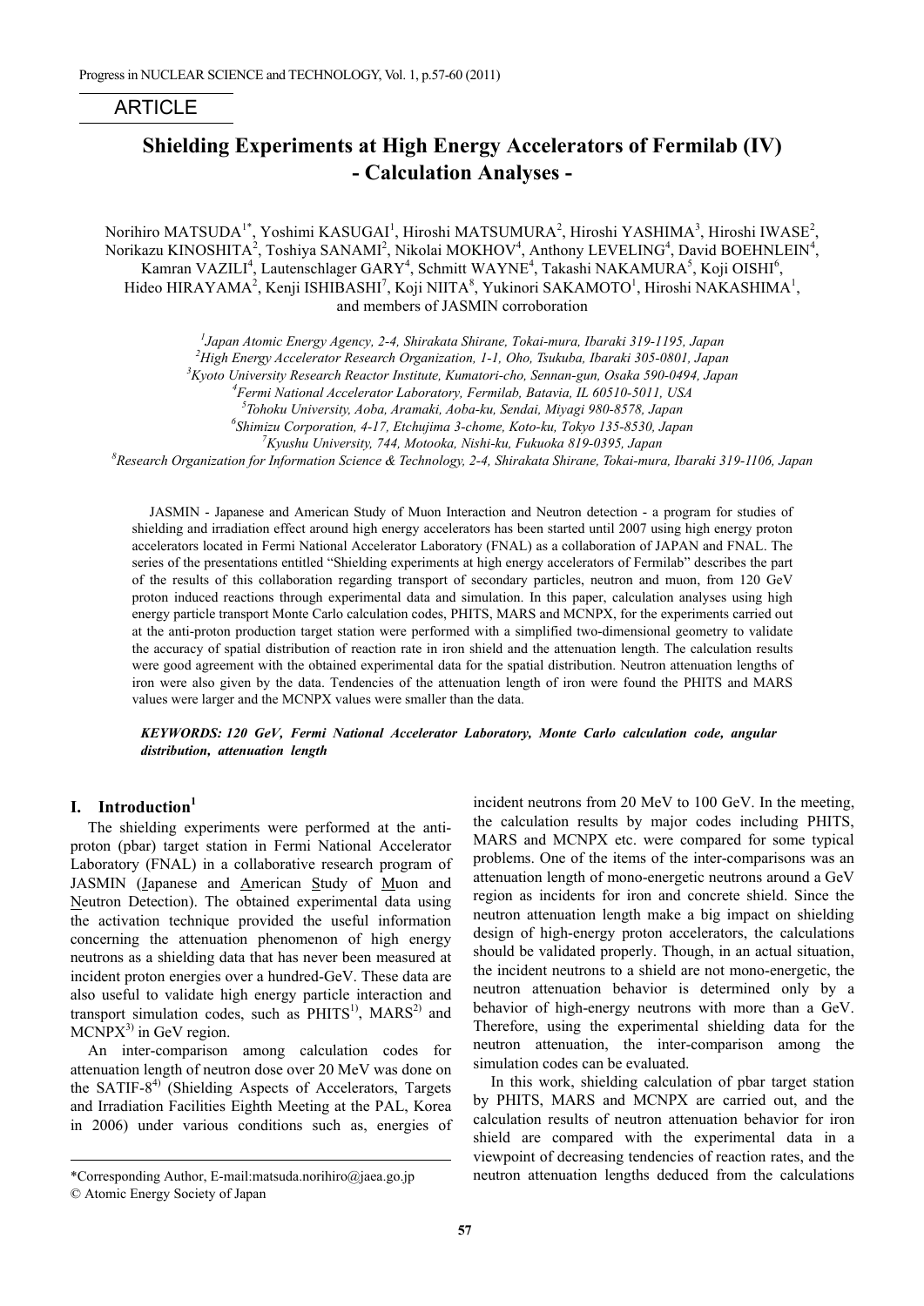ARTICLE

# Shielding Experiments at High Energy Accelerators of Fermilab (IV) - Calculation Analyses -

Norihiro MATSUDA[1*], Yoshimi KASUGAI[1], Hiroshi MATSUMURA[2], Hiroshi YASHIMA[3], Hiroshi IWASE[2], Norikazu KINOSHITA[2], Toshiya SANAMI[2], Nikolai MOKHOV[4], Anthony LEVELING[4], David BOEHNLEIN[4], Kamran VAZILI[4], Lautenschlager GARY[4], Schmitt WAYNE[4], Takashi NAKAMURA[5], Koji OISHI[6], Hideo HIRAYAMA[2], Kenji ISHIBASHI[7], Koji NIITA[8], Yukinori SAKAMOTO[1], Hiroshi NAKASHIMA[1], and members of JASMIN corroboration

*[1]Japan Atomic Energy Agency, 2-4, Shirakata Shirane, Tokai-mura, Ibaraki 319-1195, Japan*
*[2]High Energy Accelerator Research Organization, 1-1, Oho, Tsukuba, Ibaraki 305-0801, Japan*
*[3]Kyoto University Research Reactor Institute, Kumatori-cho, Sennan-gun, Osaka 590-0494, Japan*
*[4]Fermi National Accelerator Laboratory, Fermilab, Batavia, IL 60510-5011, USA*
*[5]Tohoku University, Aoba, Aramaki, Aoba-ku, Sendai, Miyagi 980-8578, Japan*
*[6]Shimizu Corporation, 4-17, Etchujima 3-chome, Koto-ku, Tokyo 135-8530, Japan*
*[7]Kyushu University, 744, Motooka, Nishi-ku, Fukuoka 819-0395, Japan*
*[8]Research Organization for Information Science & Technology, 2-4, Shirakata Shirane, Tokai-mura, Ibaraki 319-1106, Japan*

JASMIN - Japanese and American Study of Muon Interaction and Neutron detection - a program for studies of shielding and irradiation effect around high energy accelerators has been started until 2007 using high energy proton accelerators located in Fermi National Accelerator Laboratory (FNAL) as a collaboration of JAPAN and FNAL. The series of the presentations entitled "Shielding experiments at high energy accelerators of Fermilab" describes the part of the results of this collaboration regarding transport of secondary particles, neutron and muon, from 120 GeV proton induced reactions through experimental data and simulation. In this paper, calculation analyses using high energy particle transport Monte Carlo calculation codes, PHITS, MARS and MCNPX, for the experiments carried out at the anti-proton production target station were performed with a simplified two-dimensional geometry to validate the accuracy of spatial distribution of reaction rate in iron shield and the attenuation length. The calculation results were good agreement with the obtained experimental data for the spatial distribution. Neutron attenuation lengths of iron were also given by the data. Tendencies of the attenuation length of iron were found the PHITS and MARS values were larger and the MCNPX values were smaller than the data.

***KEYWORDS: 120 GeV, Fermi National Accelerator Laboratory, Monte Carlo calculation code, angular distribution, attenuation length***

## I. Introduction[1]

The shielding experiments were performed at the anti-proton (pbar) target station in Fermi National Accelerator Laboratory (FNAL) in a collaborative research program of JASMIN (Japanese and American Study of Muon and Neutron Detection). The obtained experimental data using the activation technique provided the useful information concerning the attenuation phenomenon of high energy neutrons as a shielding data that has never been measured at incident proton energies over a hundred-GeV. These data are also useful to validate high energy particle interaction and transport simulation codes, such as PHITS[1)], MARS[2)] and MCNPX[3)] in GeV region.

An inter-comparison among calculation codes for attenuation length of neutron dose over 20 MeV was done on the SATIF-8[4)] (Shielding Aspects of Accelerators, Targets and Irradiation Facilities Eighth Meeting at the PAL, Korea in 2006) under various conditions such as, energies of incident neutrons from 20 MeV to 100 GeV. In the meeting, the calculation results by major codes including PHITS, MARS and MCNPX etc. were compared for some typical problems. One of the items of the inter-comparisons was an attenuation length of mono-energetic neutrons around a GeV region as incidents for iron and concrete shield. Since the neutron attenuation length make a big impact on shielding design of high-energy proton accelerators, the calculations should be validated properly. Though, in an actual situation, the incident neutrons to a shield are not mono-energetic, the neutron attenuation behavior is determined only by a behavior of high-energy neutrons with more than a GeV. Therefore, using the experimental shielding data for the neutron attenuation, the inter-comparison among the simulation codes can be evaluated.

In this work, shielding calculation of pbar target station by PHITS, MARS and MCNPX are carried out, and the calculation results of neutron attenuation behavior for iron shield are compared with the experimental data in a viewpoint of decreasing tendencies of reaction rates, and the neutron attenuation lengths deduced from the calculations

*Corresponding Author, E-mail:matsuda.norihiro@jaea.go.jp
© Atomic Energy Society of Japan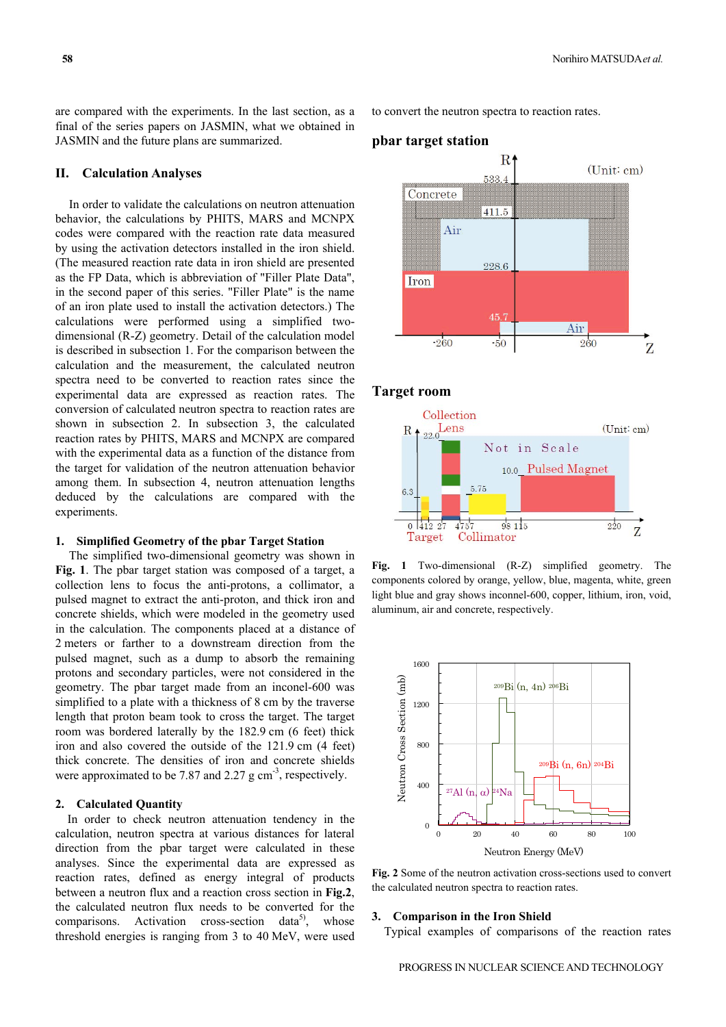are compared with the experiments. In the last section, as a final of the series papers on JASMIN, what we obtained in JASMIN and the future plans are summarized.

## II. Calculation Analyses

In order to validate the calculations on neutron attenuation behavior, the calculations by PHITS, MARS and MCNPX codes were compared with the reaction rate data measured by using the activation detectors installed in the iron shield. (The measured reaction rate data in iron shield are presented as the FP Data, which is abbreviation of "Filler Plate Data", in the second paper of this series. "Filler Plate" is the name of an iron plate used to install the activation detectors.) The calculations were performed using a simplified two-dimensional (R-Z) geometry. Detail of the calculation model is described in subsection 1. For the comparison between the calculation and the measurement, the calculated neutron spectra need to be converted to reaction rates since the experimental data are expressed as reaction rates. The conversion of calculated neutron spectra to reaction rates are shown in subsection 2. In subsection 3, the calculated reaction rates by PHITS, MARS and MCNPX are compared with the experimental data as a function of the distance from the target for validation of the neutron attenuation behavior among them. In subsection 4, neutron attenuation lengths deduced by the calculations are compared with the experiments.

### 1. Simplified Geometry of the pbar Target Station

The simplified two-dimensional geometry was shown in **Fig. 1**. The pbar target station was composed of a target, a collection lens to focus the anti-protons, a collimator, a pulsed magnet to extract the anti-proton, and thick iron and concrete shields, which were modeled in the geometry used in the calculation. The components placed at a distance of 2 meters or farther to a downstream direction from the pulsed magnet, such as a dump to absorb the remaining protons and secondary particles, were not considered in the geometry. The pbar target made from an inconel-600 was simplified to a plate with a thickness of 8 cm by the traverse length that proton beam took to cross the target. The target room was bordered laterally by the 182.9 cm (6 feet) thick iron and also covered the outside of the 121.9 cm (4 feet) thick concrete. The densities of iron and concrete shields were approximated to be 7.87 and 2.27 g cm$^{-3}$, respectively.

### 2. Calculated Quantity

In order to check neutron attenuation tendency in the calculation, neutron spectra at various distances for lateral direction from the pbar target were calculated in these analyses. Since the experimental data are expressed as reaction rates, defined as energy integral of products between a neutron flux and a reaction cross section in **Fig.2**, the calculated neutron flux needs to be converted for the comparisons. Activation cross-section data[5], whose threshold energies is ranging from 3 to 40 MeV, were used to convert the neutron spectra to reaction rates.

**pbar target station**

**Target room**

Fig. 1 Two-dimensional (R-Z) simplified geometry. The components colored by orange, yellow, blue, magenta, white, green light blue and gray shows inconnel-600, copper, lithium, iron, void, aluminum, air and concrete, respectively.

Fig. 2 Some of the neutron activation cross-sections used to convert the calculated neutron spectra to reaction rates.

### 3. Comparison in the Iron Shield

Typical examples of comparisons of the reaction rates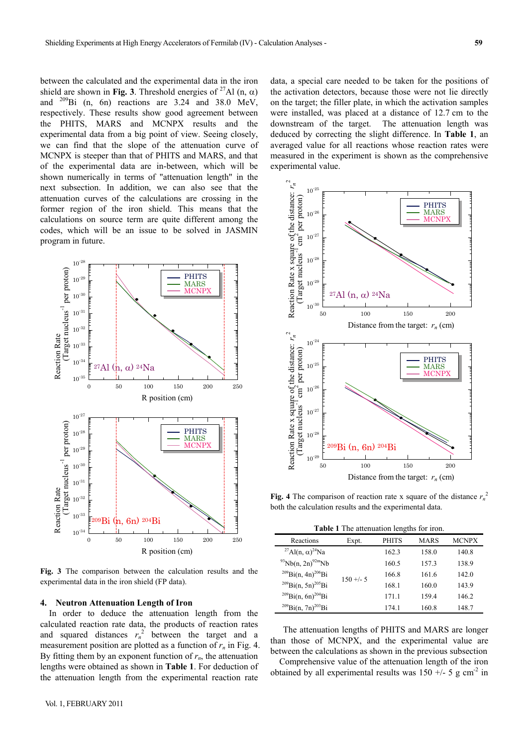between the calculated and the experimental data in the iron shield are shown in **Fig. 3**. Threshold energies of $^{27}$Al (n, α) and $^{209}$Bi (n, 6n) reactions are 3.24 and 38.0 MeV, respectively. These results show good agreement between the PHITS, MARS and MCNPX results and the experimental data from a big point of view. Seeing closely, we can find that the slope of the attenuation curve of MCNPX is steeper than that of PHITS and MARS, and that of the experimental data are in-between, which will be shown numerically in terms of "attenuation length" in the next subsection. In addition, we can also see that the attenuation curves of the calculations are crossing in the former region of the iron shield. This means that the calculations on source term are quite different among the codes, which will be an issue to be solved in JASMIN program in future.

**Fig. 3** The comparison between the calculation results and the experimental data in the iron shield (FP data).

## 4. Neutron Attenuation Length of Iron

In order to deduce the attenuation length from the calculated reaction rate data, the products of reaction rates and squared distances $r_n^2$ between the target and a measurement position are plotted as a function of $r_n$ in Fig. 4. By fitting them by an exponent function of $r_n$, the attenuation lengths were obtained as shown in **Table 1**. For deduction of the attenuation length from the experimental reaction rate data, a special care needed to be taken for the positions of the activation detectors, because those were not lie directly on the target; the filler plate, in which the activation samples were installed, was placed at a distance of 12.7 cm to the downstream of the target. The attenuation length was deduced by correcting the slight difference. In **Table 1**, an averaged value for all reactions whose reaction rates were measured in the experiment is shown as the comprehensive experimental value.

**Fig. 4** The comparison of reaction rate x square of the distance $r_n^2$ both the calculation results and the experimental data.

**Table 1** The attenuation lengths for iron.

| Reactions | Expt. | PHITS | MARS | MCNPX |
|---|---|---|---|---|
| $^{27}$Al(n, α)$^{24}$Na | 150 +/- 5 | 162.3 | 158.0 | 140.8 |
| $^{93}$Nb(n, 2n)$^{92m}$Nb | | 160.5 | 157.3 | 138.9 |
| $^{209}$Bi(n, 4n)$^{206}$Bi | | 166.8 | 161.6 | 142.0 |
| $^{209}$Bi(n, 5n)$^{205}$Bi | | 168.1 | 160.0 | 143.9 |
| $^{209}$Bi(n, 6n)$^{204}$Bi | | 171.1 | 159.4 | 146.2 |
| $^{209}$Bi(n, 7n)$^{203}$Bi | | 174.1 | 160.8 | 148.7 |

The attenuation lengths of PHITS and MARS are longer than those of MCNPX, and the experimental value are between the calculations as shown in the previous subsection

Comprehensive value of the attenuation length of the iron obtained by all experimental results was 150 +/- 5 g cm$^{-2}$ in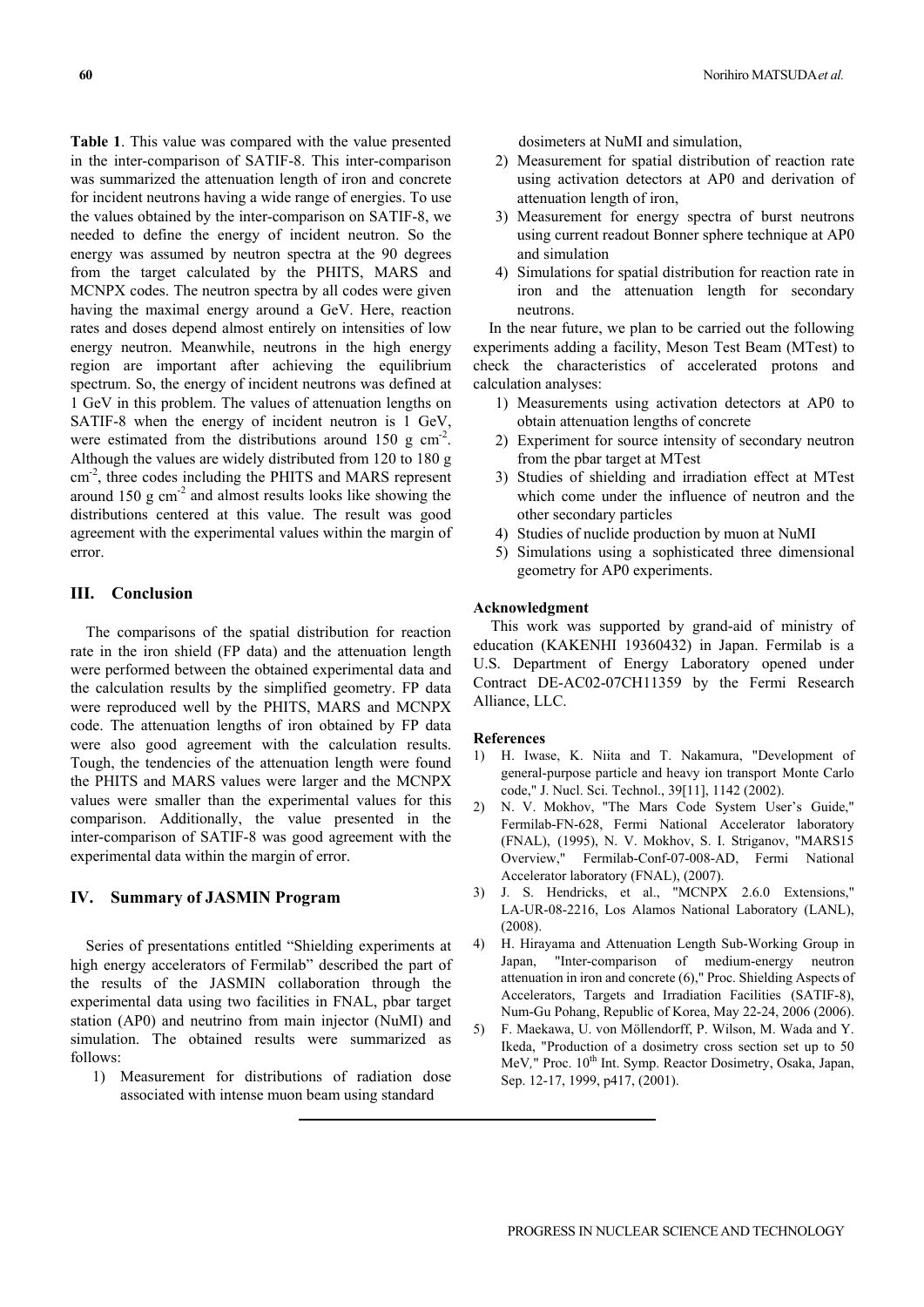**Table 1**. This value was compared with the value presented in the inter-comparison of SATIF-8. This inter-comparison was summarized the attenuation length of iron and concrete for incident neutrons having a wide range of energies. To use the values obtained by the inter-comparison on SATIF-8, we needed to define the energy of incident neutron. So the energy was assumed by neutron spectra at the 90 degrees from the target calculated by the PHITS, MARS and MCNPX codes. The neutron spectra by all codes were given having the maximal energy around a GeV. Here, reaction rates and doses depend almost entirely on intensities of low energy neutron. Meanwhile, neutrons in the high energy region are important after achieving the equilibrium spectrum. So, the energy of incident neutrons was defined at 1 GeV in this problem. The values of attenuation lengths on SATIF-8 when the energy of incident neutron is 1 GeV, were estimated from the distributions around 150 g $cm^{-2}$. Although the values are widely distributed from 120 to 180 g $cm^{-2}$, three codes including the PHITS and MARS represent around 150 g $cm^{-2}$ and almost results looks like showing the distributions centered at this value. The result was good agreement with the experimental values within the margin of error.

## III. Conclusion

The comparisons of the spatial distribution for reaction rate in the iron shield (FP data) and the attenuation length were performed between the obtained experimental data and the calculation results by the simplified geometry. FP data were reproduced well by the PHITS, MARS and MCNPX code. The attenuation lengths of iron obtained by FP data were also good agreement with the calculation results. Tough, the tendencies of the attenuation length were found the PHITS and MARS values were larger and the MCNPX values were smaller than the experimental values for this comparison. Additionally, the value presented in the inter-comparison of SATIF-8 was good agreement with the experimental data within the margin of error.

## IV. Summary of JASMIN Program

Series of presentations entitled "Shielding experiments at high energy accelerators of Fermilab" described the part of the results of the JASMIN collaboration through the experimental data using two facilities in FNAL, pbar target station (AP0) and neutrino from main injector (NuMI) and simulation. The obtained results were summarized as follows:

1) Measurement for distributions of radiation dose associated with intense muon beam using standard dosimeters at NuMI and simulation,
2) Measurement for spatial distribution of reaction rate using activation detectors at AP0 and derivation of attenuation length of iron,
3) Measurement for energy spectra of burst neutrons using current readout Bonner sphere technique at AP0 and simulation
4) Simulations for spatial distribution for reaction rate in iron and the attenuation length for secondary neutrons.

In the near future, we plan to be carried out the following experiments adding a facility, Meson Test Beam (MTest) to check the characteristics of accelerated protons and calculation analyses:

1) Measurements using activation detectors at AP0 to obtain attenuation lengths of concrete
2) Experiment for source intensity of secondary neutron from the pbar target at MTest
3) Studies of shielding and irradiation effect at MTest which come under the influence of neutron and the other secondary particles
4) Studies of nuclide production by muon at NuMI
5) Simulations using a sophisticated three dimensional geometry for AP0 experiments.

### Acknowledgment

This work was supported by grand-aid of ministry of education (KAKENHI 19360432) in Japan. Fermilab is a U.S. Department of Energy Laboratory opened under Contract DE-AC02-07CH11359 by the Fermi Research Alliance, LLC.

### References

1) H. Iwase, K. Niita and T. Nakamura, "Development of general-purpose particle and heavy ion transport Monte Carlo code," J. Nucl. Sci. Technol., 39[11], 1142 (2002).
2) N. V. Mokhov, "The Mars Code System User's Guide," Fermilab-FN-628, Fermi National Accelerator laboratory (FNAL), (1995), N. V. Mokhov, S. I. Striganov, "MARS15 Overview," Fermilab-Conf-07-008-AD, Fermi National Accelerator laboratory (FNAL), (2007).
3) J. S. Hendricks, et al., "MCNPX 2.6.0 Extensions," LA-UR-08-2216, Los Alamos National Laboratory (LANL), (2008).
4) H. Hirayama and Attenuation Length Sub-Working Group in Japan, "Inter-comparison of medium-energy neutron attenuation in iron and concrete (6)," Proc. Shielding Aspects of Accelerators, Targets and Irradiation Facilities (SATIF-8), Num-Gu Pohang, Republic of Korea, May 22-24, 2006 (2006).
5) F. Maekawa, U. von Möllendorff, P. Wilson, M. Wada and Y. Ikeda, "Production of a dosimetry cross section set up to 50 MeV," Proc. 10th Int. Symp. Reactor Dosimetry, Osaka, Japan, Sep. 12-17, 1999, p417, (2001).